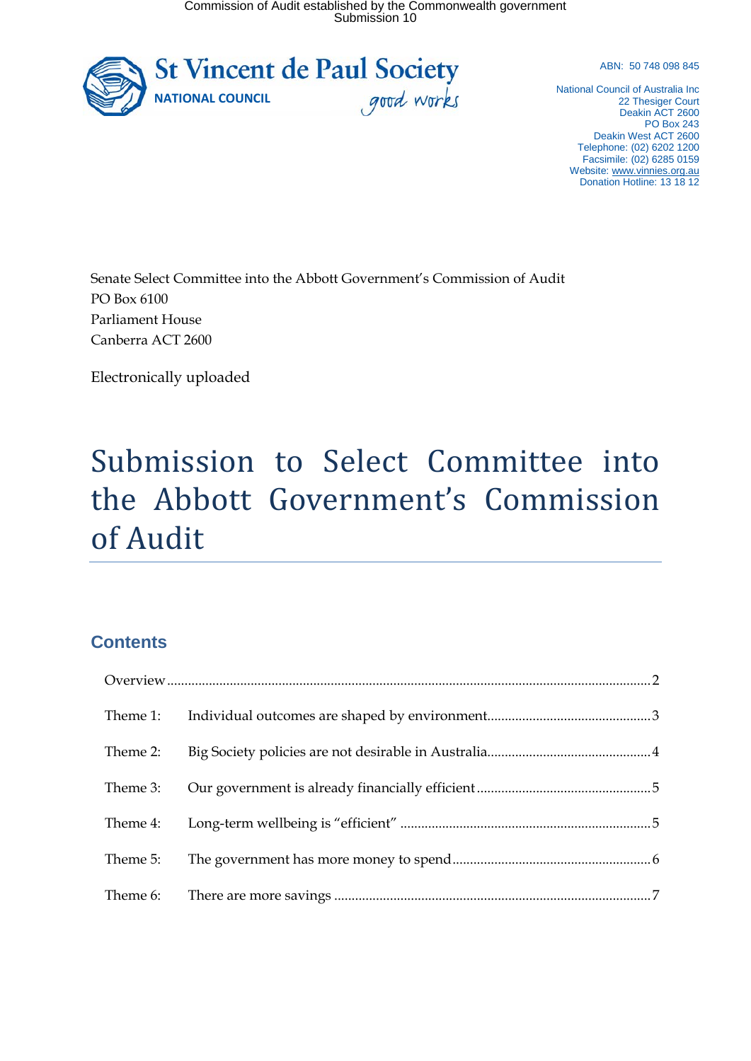St Vincent de Paul Society
NATIONAL COUNCIL
*good works*

ABN: 50 748 098 845

National Council of Australia Inc
22 Thesiger Court
Deakin ACT 2600
PO Box 243
Deakin West ACT 2600
Telephone: (02) 6202 1200
Facsimile: (02) 6285 0159
Website: www.vinnies.org.au
Donation Hotline: 13 18 12

Senate Select Committee into the Abbott Government's Commission of Audit
PO Box 6100
Parliament House
Canberra ACT 2600

Electronically uploaded

# Submission to Select Committee into the Abbott Government's Commission of Audit

## Contents

| | | |
|---|---|---|
| Overview | | 2 |
| Theme 1: | Individual outcomes are shaped by environment | 3 |
| Theme 2: | Big Society policies are not desirable in Australia | 4 |
| Theme 3: | Our government is already financially efficient | 5 |
| Theme 4: | Long-term wellbeing is "efficient" | 5 |
| Theme 5: | The government has more money to spend | 6 |
| Theme 6: | There are more savings | 7 |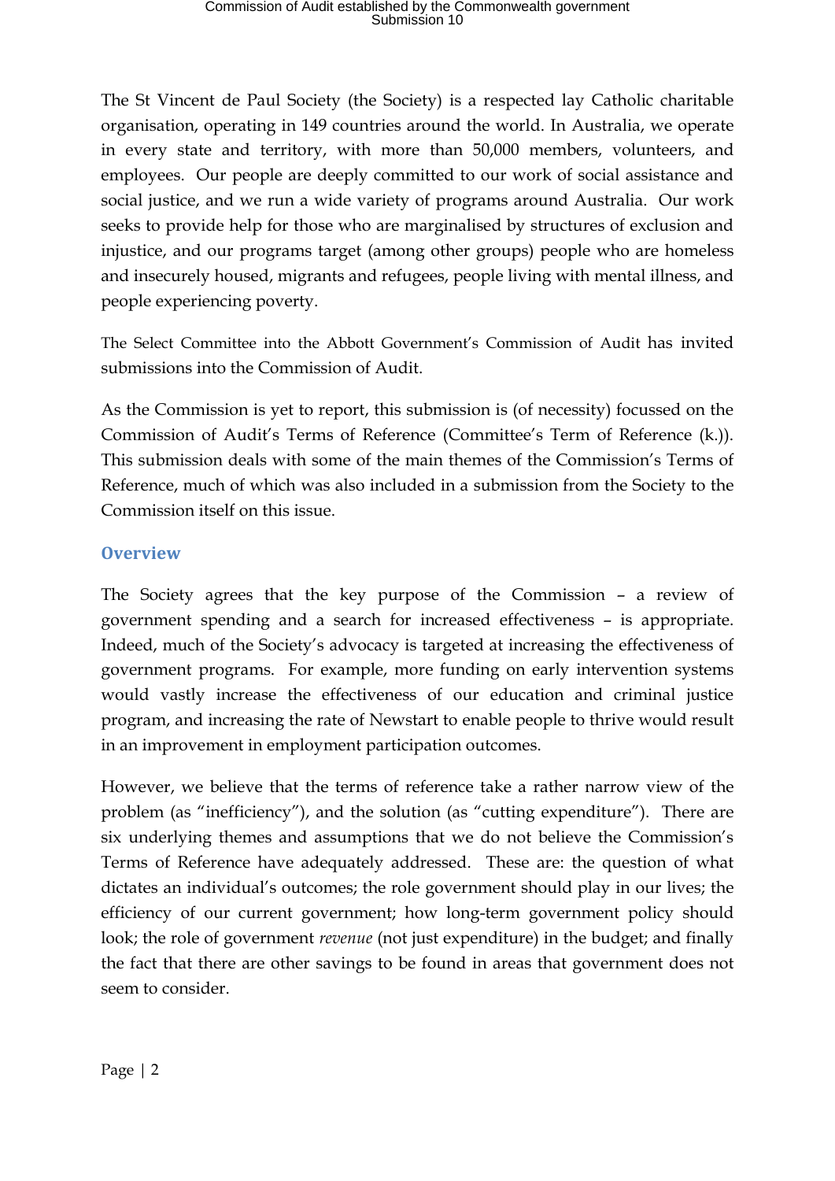The St Vincent de Paul Society (the Society) is a respected lay Catholic charitable organisation, operating in 149 countries around the world. In Australia, we operate in every state and territory, with more than 50,000 members, volunteers, and employees. Our people are deeply committed to our work of social assistance and social justice, and we run a wide variety of programs around Australia. Our work seeks to provide help for those who are marginalised by structures of exclusion and injustice, and our programs target (among other groups) people who are homeless and insecurely housed, migrants and refugees, people living with mental illness, and people experiencing poverty.

The Select Committee into the Abbott Government's Commission of Audit has invited submissions into the Commission of Audit.

As the Commission is yet to report, this submission is (of necessity) focussed on the Commission of Audit's Terms of Reference (Committee's Term of Reference (k.)). This submission deals with some of the main themes of the Commission's Terms of Reference, much of which was also included in a submission from the Society to the Commission itself on this issue.

## Overview

The Society agrees that the key purpose of the Commission – a review of government spending and a search for increased effectiveness – is appropriate. Indeed, much of the Society's advocacy is targeted at increasing the effectiveness of government programs. For example, more funding on early intervention systems would vastly increase the effectiveness of our education and criminal justice program, and increasing the rate of Newstart to enable people to thrive would result in an improvement in employment participation outcomes.

However, we believe that the terms of reference take a rather narrow view of the problem (as "inefficiency"), and the solution (as "cutting expenditure"). There are six underlying themes and assumptions that we do not believe the Commission's Terms of Reference have adequately addressed. These are: the question of what dictates an individual's outcomes; the role government should play in our lives; the efficiency of our current government; how long-term government policy should look; the role of government *revenue* (not just expenditure) in the budget; and finally the fact that there are other savings to be found in areas that government does not seem to consider.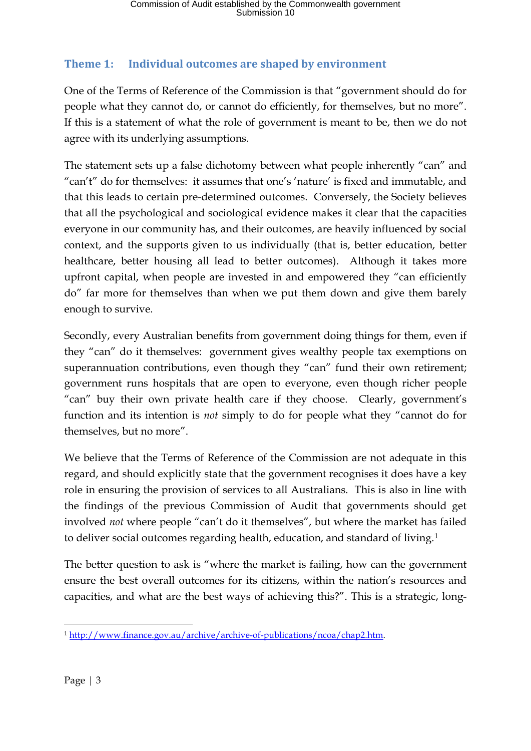## Theme 1: Individual outcomes are shaped by environment

One of the Terms of Reference of the Commission is that "government should do for people what they cannot do, or cannot do efficiently, for themselves, but no more". If this is a statement of what the role of government is meant to be, then we do not agree with its underlying assumptions.

The statement sets up a false dichotomy between what people inherently "can" and "can't" do for themselves: it assumes that one's 'nature' is fixed and immutable, and that this leads to certain pre-determined outcomes. Conversely, the Society believes that all the psychological and sociological evidence makes it clear that the capacities everyone in our community has, and their outcomes, are heavily influenced by social context, and the supports given to us individually (that is, better education, better healthcare, better housing all lead to better outcomes). Although it takes more upfront capital, when people are invested in and empowered they "can efficiently do" far more for themselves than when we put them down and give them barely enough to survive.

Secondly, every Australian benefits from government doing things for them, even if they "can" do it themselves: government gives wealthy people tax exemptions on superannuation contributions, even though they "can" fund their own retirement; government runs hospitals that are open to everyone, even though richer people "can" buy their own private health care if they choose. Clearly, government's function and its intention is *not* simply to do for people what they "cannot do for themselves, but no more".

We believe that the Terms of Reference of the Commission are not adequate in this regard, and should explicitly state that the government recognises it does have a key role in ensuring the provision of services to all Australians. This is also in line with the findings of the previous Commission of Audit that governments should get involved *not* where people "can't do it themselves", but where the market has failed to deliver social outcomes regarding health, education, and standard of living.[1]

The better question to ask is "where the market is failing, how can the government ensure the best overall outcomes for its citizens, within the nation's resources and capacities, and what are the best ways of achieving this?". This is a strategic, long-

[1] http://www.finance.gov.au/archive/archive-of-publications/ncoa/chap2.htm.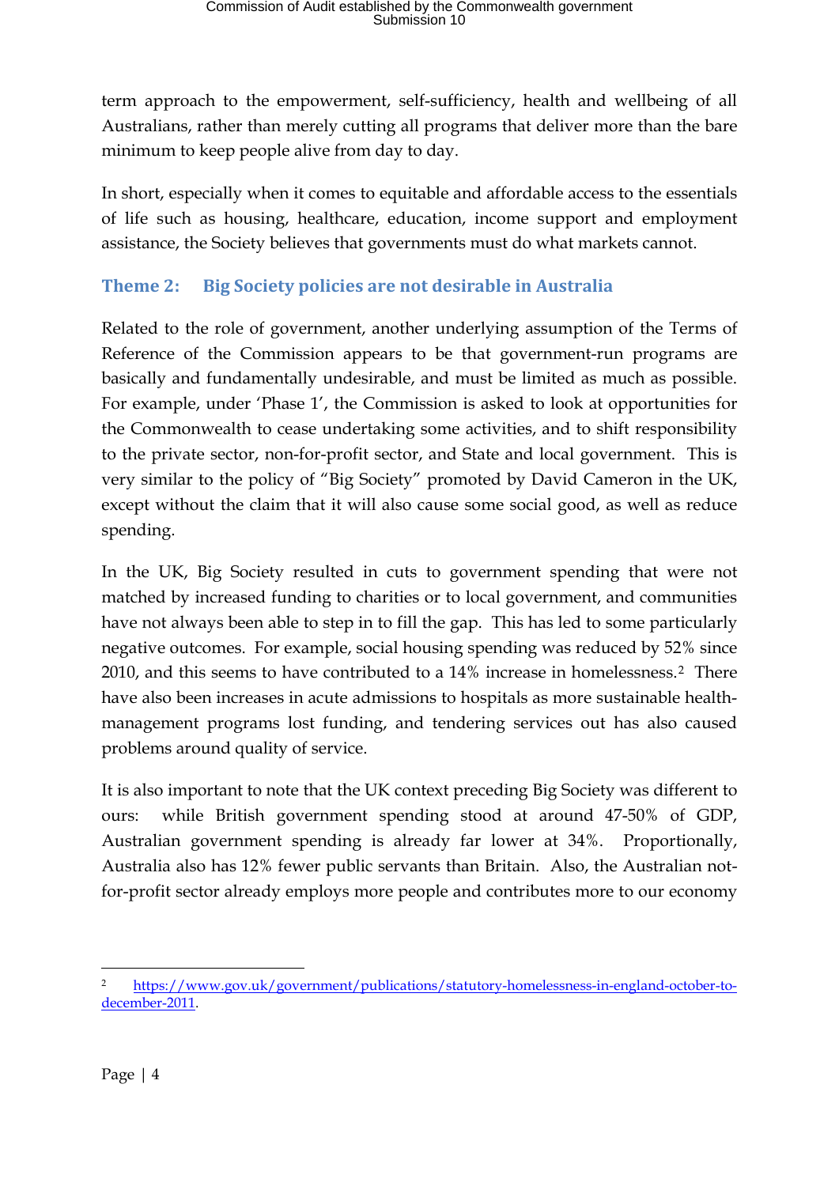term approach to the empowerment, self-sufficiency, health and wellbeing of all Australians, rather than merely cutting all programs that deliver more than the bare minimum to keep people alive from day to day.

In short, especially when it comes to equitable and affordable access to the essentials of life such as housing, healthcare, education, income support and employment assistance, the Society believes that governments must do what markets cannot.

## Theme 2: Big Society policies are not desirable in Australia

Related to the role of government, another underlying assumption of the Terms of Reference of the Commission appears to be that government-run programs are basically and fundamentally undesirable, and must be limited as much as possible. For example, under 'Phase 1', the Commission is asked to look at opportunities for the Commonwealth to cease undertaking some activities, and to shift responsibility to the private sector, non-for-profit sector, and State and local government. This is very similar to the policy of "Big Society" promoted by David Cameron in the UK, except without the claim that it will also cause some social good, as well as reduce spending.

In the UK, Big Society resulted in cuts to government spending that were not matched by increased funding to charities or to local government, and communities have not always been able to step in to fill the gap. This has led to some particularly negative outcomes. For example, social housing spending was reduced by 52% since 2010, and this seems to have contributed to a 14% increase in homelessness.[2] There have also been increases in acute admissions to hospitals as more sustainable health-management programs lost funding, and tendering services out has also caused problems around quality of service.

It is also important to note that the UK context preceding Big Society was different to ours: while British government spending stood at around 47-50% of GDP, Australian government spending is already far lower at 34%. Proportionally, Australia also has 12% fewer public servants than Britain. Also, the Australian not-for-profit sector already employs more people and contributes more to our economy

---

[2] https://www.gov.uk/government/publications/statutory-homelessness-in-england-october-to-december-2011.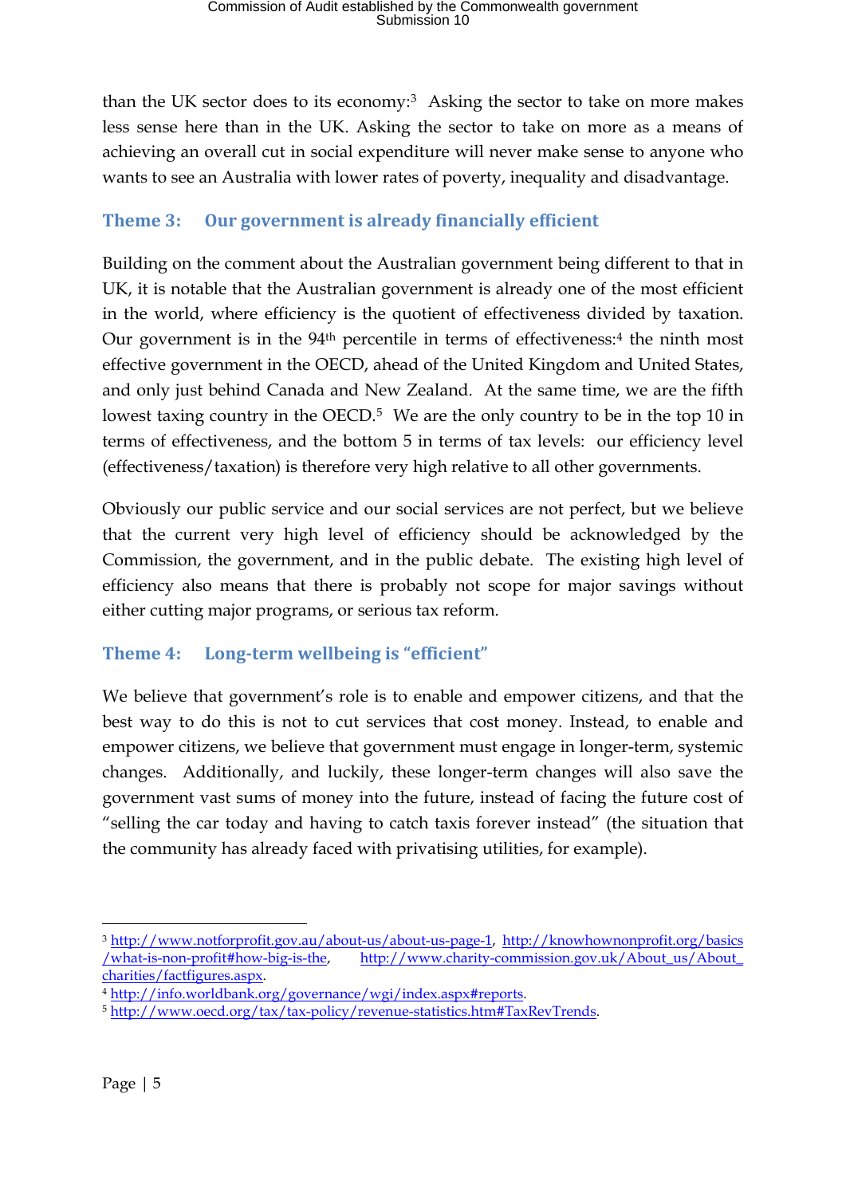than the UK sector does to its economy:[3] Asking the sector to take on more makes less sense here than in the UK. Asking the sector to take on more as a means of achieving an overall cut in social expenditure will never make sense to anyone who wants to see an Australia with lower rates of poverty, inequality and disadvantage.

## Theme 3: Our government is already financially efficient

Building on the comment about the Australian government being different to that in UK, it is notable that the Australian government is already one of the most efficient in the world, where efficiency is the quotient of effectiveness divided by taxation. Our government is in the 94th percentile in terms of effectiveness:[4] the ninth most effective government in the OECD, ahead of the United Kingdom and United States, and only just behind Canada and New Zealand. At the same time, we are the fifth lowest taxing country in the OECD.[5] We are the only country to be in the top 10 in terms of effectiveness, and the bottom 5 in terms of tax levels: our efficiency level (effectiveness/taxation) is therefore very high relative to all other governments.

Obviously our public service and our social services are not perfect, but we believe that the current very high level of efficiency should be acknowledged by the Commission, the government, and in the public debate. The existing high level of efficiency also means that there is probably not scope for major savings without either cutting major programs, or serious tax reform.

## Theme 4: Long-term wellbeing is "efficient"

We believe that government's role is to enable and empower citizens, and that the best way to do this is not to cut services that cost money. Instead, to enable and empower citizens, we believe that government must engage in longer-term, systemic changes. Additionally, and luckily, these longer-term changes will also save the government vast sums of money into the future, instead of facing the future cost of "selling the car today and having to catch taxis forever instead" (the situation that the community has already faced with privatising utilities, for example).

---

[3] http://www.notforprofit.gov.au/about-us/about-us-page-1, http://knowhownonprofit.org/basics/what-is-non-profit#how-big-is-the, http://www.charity-commission.gov.uk/About_us/About_charities/factfigures.aspx.

[4] http://info.worldbank.org/governance/wgi/index.aspx#reports.

[5] http://www.oecd.org/tax/tax-policy/revenue-statistics.htm#TaxRevTrends.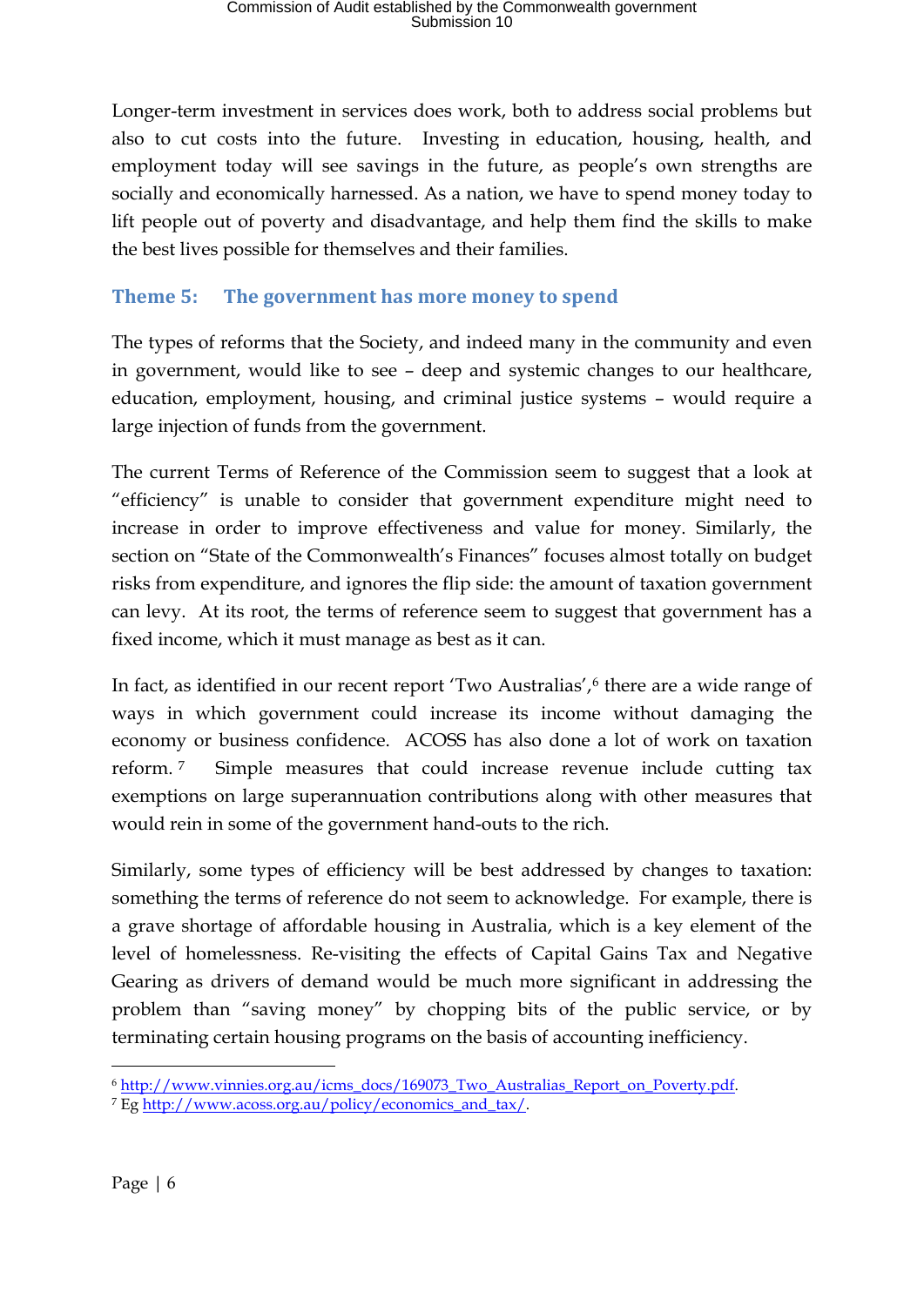Longer-term investment in services does work, both to address social problems but also to cut costs into the future. Investing in education, housing, health, and employment today will see savings in the future, as people's own strengths are socially and economically harnessed. As a nation, we have to spend money today to lift people out of poverty and disadvantage, and help them find the skills to make the best lives possible for themselves and their families.

## Theme 5: The government has more money to spend

The types of reforms that the Society, and indeed many in the community and even in government, would like to see – deep and systemic changes to our healthcare, education, employment, housing, and criminal justice systems – would require a large injection of funds from the government.

The current Terms of Reference of the Commission seem to suggest that a look at "efficiency" is unable to consider that government expenditure might need to increase in order to improve effectiveness and value for money. Similarly, the section on "State of the Commonwealth's Finances" focuses almost totally on budget risks from expenditure, and ignores the flip side: the amount of taxation government can levy. At its root, the terms of reference seem to suggest that government has a fixed income, which it must manage as best as it can.

In fact, as identified in our recent report 'Two Australias',[6] there are a wide range of ways in which government could increase its income without damaging the economy or business confidence. ACOSS has also done a lot of work on taxation reform.[7] Simple measures that could increase revenue include cutting tax exemptions on large superannuation contributions along with other measures that would rein in some of the government hand-outs to the rich.

Similarly, some types of efficiency will be best addressed by changes to taxation: something the terms of reference do not seem to acknowledge. For example, there is a grave shortage of affordable housing in Australia, which is a key element of the level of homelessness. Re-visiting the effects of Capital Gains Tax and Negative Gearing as drivers of demand would be much more significant in addressing the problem than "saving money" by chopping bits of the public service, or by terminating certain housing programs on the basis of accounting inefficiency.

---

[6] http://www.vinnies.org.au/icms_docs/169073_Two_Australias_Report_on_Poverty.pdf.

[7] Eg http://www.acoss.org.au/policy/economics_and_tax/.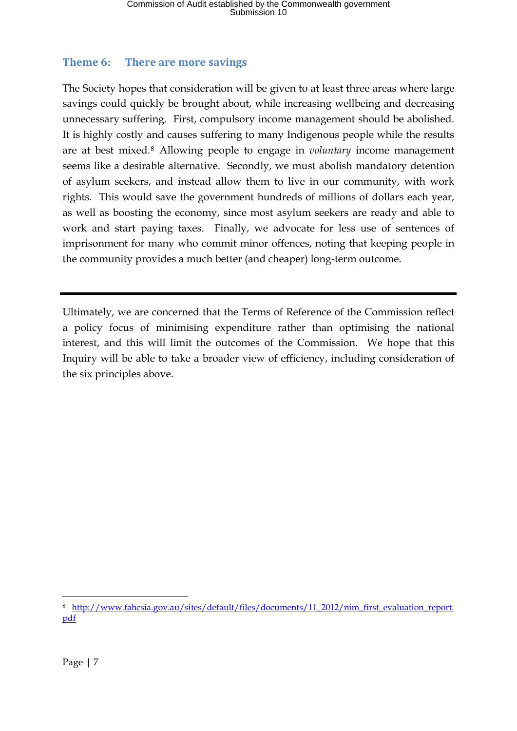## Theme 6: There are more savings

The Society hopes that consideration will be given to at least three areas where large savings could quickly be brought about, while increasing wellbeing and decreasing unnecessary suffering. First, compulsory income management should be abolished. It is highly costly and causes suffering to many Indigenous people while the results are at best mixed.[8] Allowing people to engage in *voluntary* income management seems like a desirable alternative. Secondly, we must abolish mandatory detention of asylum seekers, and instead allow them to live in our community, with work rights. This would save the government hundreds of millions of dollars each year, as well as boosting the economy, since most asylum seekers are ready and able to work and start paying taxes. Finally, we advocate for less use of sentences of imprisonment for many who commit minor offences, noting that keeping people in the community provides a much better (and cheaper) long-term outcome.

---

Ultimately, we are concerned that the Terms of Reference of the Commission reflect a policy focus of minimising expenditure rather than optimising the national interest, and this will limit the outcomes of the Commission. We hope that this Inquiry will be able to take a broader view of efficiency, including consideration of the six principles above.

---

[8] http://www.fahcsia.gov.au/sites/default/files/documents/11_2012/nim_first_evaluation_report.pdf